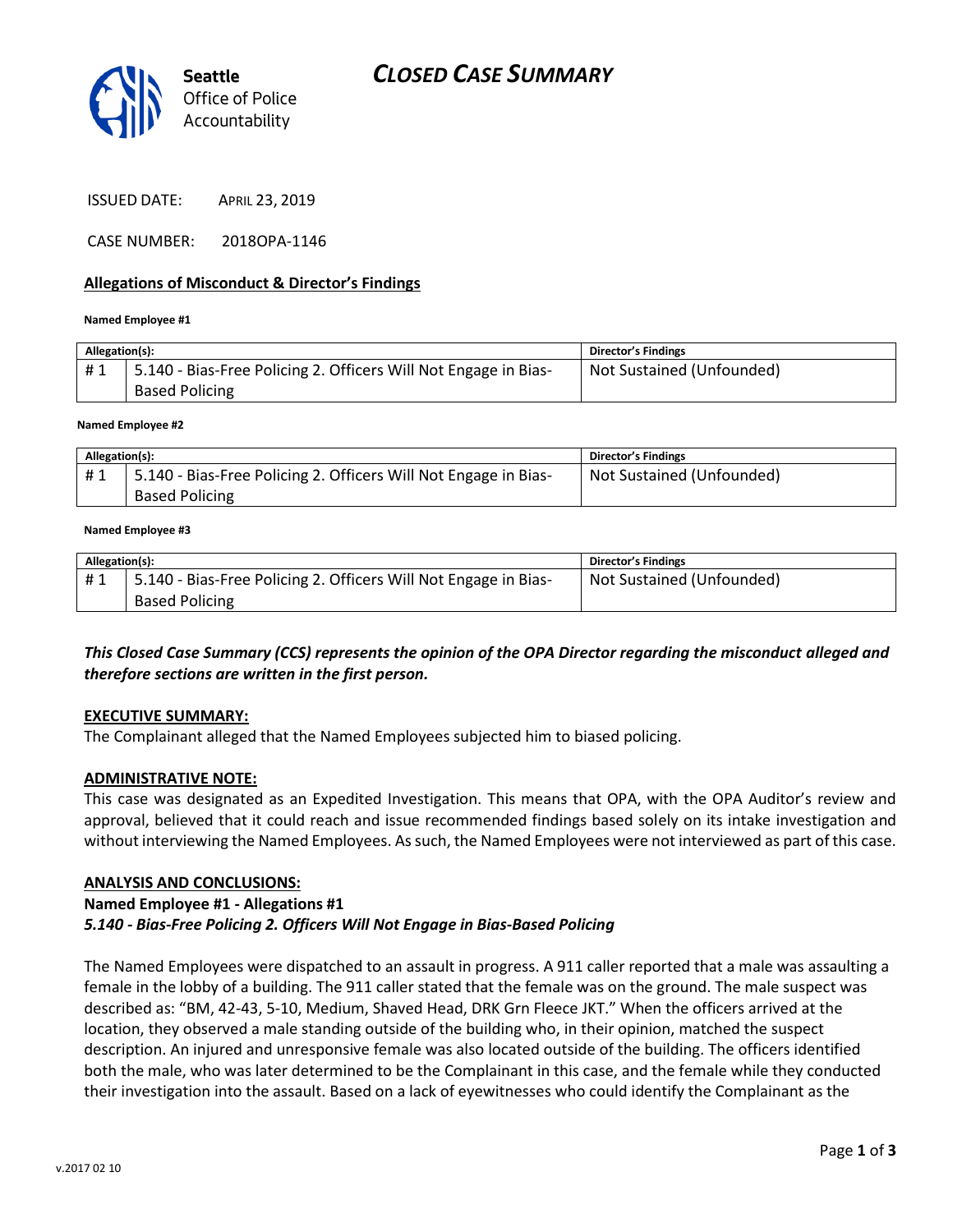# CLOSED CASE SUMMARY

Seattle Office of Police Accountability

ISSUED DATE: APRIL 23, 2019

CASE NUMBER: 2018OPA-1146

## Allegations of Misconduct & Director's Findings

**Named Employee #1**

| Allegation(s): | | Director's Findings |
|---|---|---|
| # 1 | 5.140 - Bias-Free Policing 2. Officers Will Not Engage in Bias-Based Policing | Not Sustained (Unfounded) |

**Named Employee #2**

| Allegation(s): | | Director's Findings |
|---|---|---|
| # 1 | 5.140 - Bias-Free Policing 2. Officers Will Not Engage in Bias-Based Policing | Not Sustained (Unfounded) |

**Named Employee #3**

| Allegation(s): | | Director's Findings |
|---|---|---|
| # 1 | 5.140 - Bias-Free Policing 2. Officers Will Not Engage in Bias-Based Policing | Not Sustained (Unfounded) |

***This Closed Case Summary (CCS) represents the opinion of the OPA Director regarding the misconduct alleged and therefore sections are written in the first person.***

**EXECUTIVE SUMMARY:**

The Complainant alleged that the Named Employees subjected him to biased policing.

**ADMINISTRATIVE NOTE:**

This case was designated as an Expedited Investigation. This means that OPA, with the OPA Auditor's review and approval, believed that it could reach and issue recommended findings based solely on its intake investigation and without interviewing the Named Employees. As such, the Named Employees were not interviewed as part of this case.

**ANALYSIS AND CONCLUSIONS:**

**Named Employee #1 - Allegations #1**

***5.140 - Bias-Free Policing 2. Officers Will Not Engage in Bias-Based Policing***

The Named Employees were dispatched to an assault in progress. A 911 caller reported that a male was assaulting a female in the lobby of a building. The 911 caller stated that the female was on the ground. The male suspect was described as: "BM, 42-43, 5-10, Medium, Shaved Head, DRK Grn Fleece JKT." When the officers arrived at the location, they observed a male standing outside of the building who, in their opinion, matched the suspect description. An injured and unresponsive female was also located outside of the building. The officers identified both the male, who was later determined to be the Complainant in this case, and the female while they conducted their investigation into the assault. Based on a lack of eyewitnesses who could identify the Complainant as the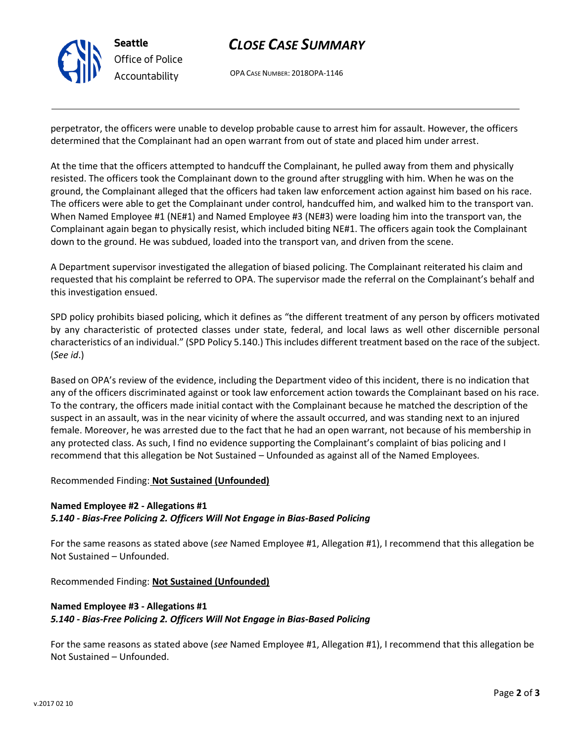perpetrator, the officers were unable to develop probable cause to arrest him for assault. However, the officers determined that the Complainant had an open warrant from out of state and placed him under arrest.

At the time that the officers attempted to handcuff the Complainant, he pulled away from them and physically resisted. The officers took the Complainant down to the ground after struggling with him. When he was on the ground, the Complainant alleged that the officers had taken law enforcement action against him based on his race. The officers were able to get the Complainant under control, handcuffed him, and walked him to the transport van. When Named Employee #1 (NE#1) and Named Employee #3 (NE#3) were loading him into the transport van, the Complainant again began to physically resist, which included biting NE#1. The officers again took the Complainant down to the ground. He was subdued, loaded into the transport van, and driven from the scene.

A Department supervisor investigated the allegation of biased policing. The Complainant reiterated his claim and requested that his complaint be referred to OPA. The supervisor made the referral on the Complainant's behalf and this investigation ensued.

SPD policy prohibits biased policing, which it defines as "the different treatment of any person by officers motivated by any characteristic of protected classes under state, federal, and local laws as well other discernible personal characteristics of an individual." (SPD Policy 5.140.) This includes different treatment based on the race of the subject. (*See id*.)

Based on OPA's review of the evidence, including the Department video of this incident, there is no indication that any of the officers discriminated against or took law enforcement action towards the Complainant based on his race. To the contrary, the officers made initial contact with the Complainant because he matched the description of the suspect in an assault, was in the near vicinity of where the assault occurred, and was standing next to an injured female. Moreover, he was arrested due to the fact that he had an open warrant, not because of his membership in any protected class. As such, I find no evidence supporting the Complainant's complaint of bias policing and I recommend that this allegation be Not Sustained – Unfounded as against all of the Named Employees.

Recommended Finding: **Not Sustained (Unfounded)**

**Named Employee #2 - Allegations #1**
***5.140 - Bias-Free Policing 2. Officers Will Not Engage in Bias-Based Policing***

For the same reasons as stated above (*see* Named Employee #1, Allegation #1), I recommend that this allegation be Not Sustained – Unfounded.

Recommended Finding: **Not Sustained (Unfounded)**

**Named Employee #3 - Allegations #1**
***5.140 - Bias-Free Policing 2. Officers Will Not Engage in Bias-Based Policing***

For the same reasons as stated above (*see* Named Employee #1, Allegation #1), I recommend that this allegation be Not Sustained – Unfounded.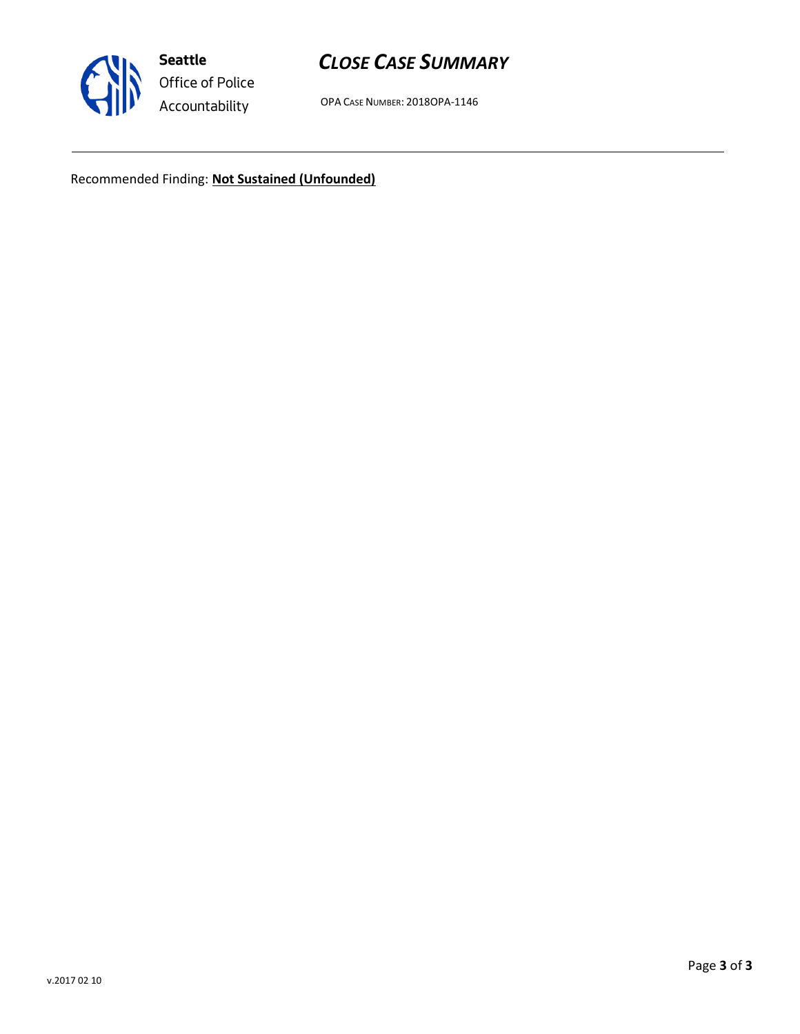Recommended Finding: **Not Sustained (Unfounded)**